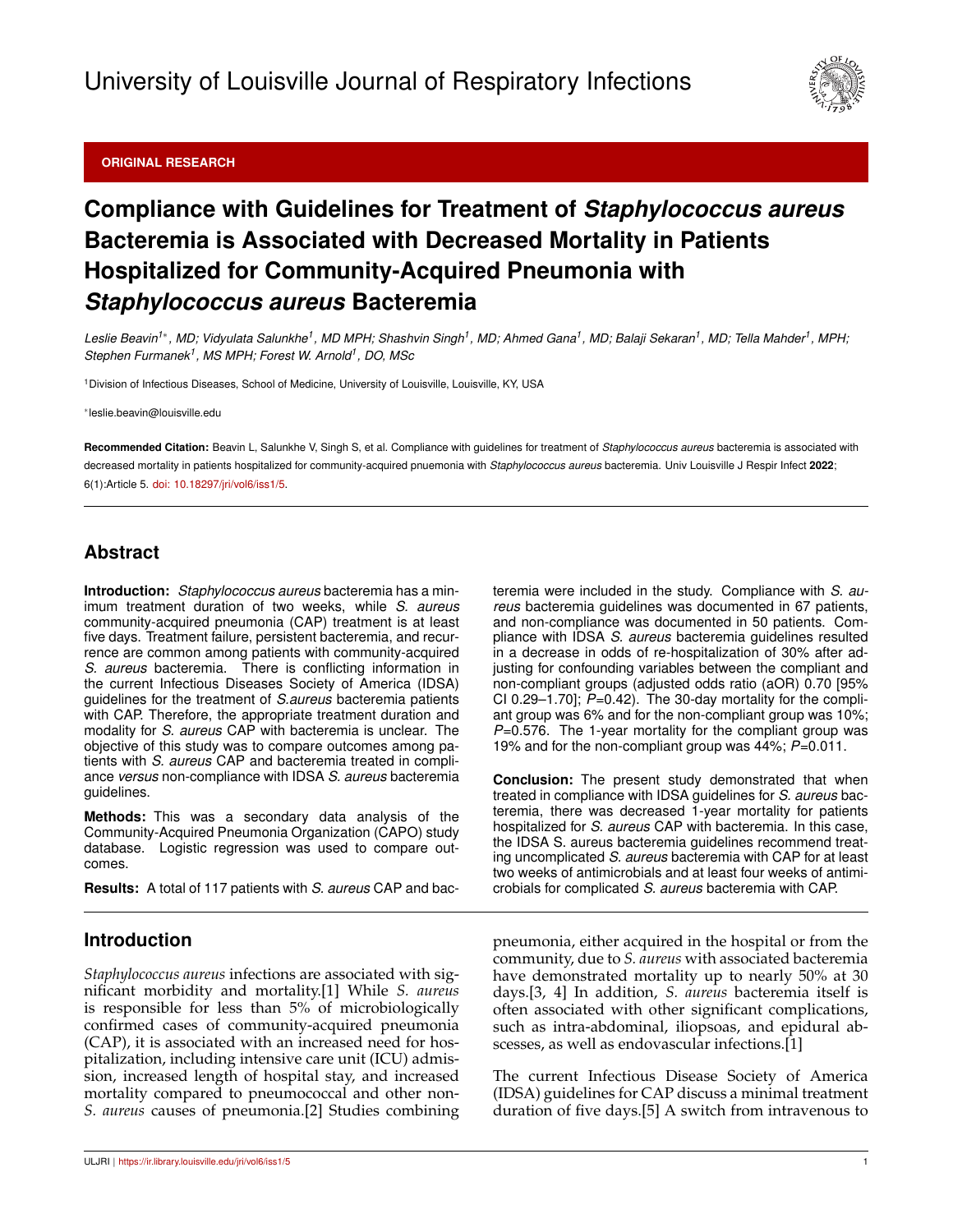ORIGINAL RESEARCH

# Compliance with Guidelines for Treatment of *Staphylococcus aureus* Bacteremia is Associated with Decreased Mortality in Patients Hospitalized for Community-Acquired Pneumonia with *Staphylococcus aureus* Bacteremia

*Leslie Beavin[1*], MD; Vidyulata Salunkhe[1], MD MPH; Shashvin Singh[1], MD; Ahmed Gana[1], MD; Balaji Sekaran[1], MD; Tella Mahder[1], MPH; Stephen Furmanek[1], MS MPH; Forest W. Arnold[1], DO, MSc*

[1]Division of Infectious Diseases, School of Medicine, University of Louisville, Louisville, KY, USA

*leslie.beavin@louisville.edu

**Recommended Citation:** Beavin L, Salunkhe V, Singh S, et al. Compliance with guidelines for treatment of *Staphylococcus aureus* bacteremia is associated with decreased mortality in patients hospitalized for community-acquired pnuemonia with *Staphylococcus aureus* bacteremia. Univ Louisville J Respir Infect **2022**; 6(1):Article 5. doi: 10.18297/jri/vol6/iss1/5.

## Abstract

**Introduction:** *Staphylococcus aureus* bacteremia has a minimum treatment duration of two weeks, while *S. aureus* community-acquired pneumonia (CAP) treatment is at least five days. Treatment failure, persistent bacteremia, and recurrence are common among patients with community-acquired *S. aureus* bacteremia. There is conflicting information in the current Infectious Diseases Society of America (IDSA) guidelines for the treatment of *S.aureus* bacteremia patients with CAP. Therefore, the appropriate treatment duration and modality for *S. aureus* CAP with bacteremia is unclear. The objective of this study was to compare outcomes among patients with *S. aureus* CAP and bacteremia treated in compliance *versus* non-compliance with IDSA *S. aureus* bacteremia guidelines.

**Methods:** This was a secondary data analysis of the Community-Acquired Pneumonia Organization (CAPO) study database. Logistic regression was used to compare outcomes.

**Results:** A total of 117 patients with *S. aureus* CAP and bacteremia were included in the study. Compliance with *S. aureus* bacteremia guidelines was documented in 67 patients, and non-compliance was documented in 50 patients. Compliance with IDSA *S. aureus* bacteremia guidelines resulted in a decrease in odds of re-hospitalization of 30% after adjusting for confounding variables between the compliant and non-compliant groups (adjusted odds ratio (aOR) 0.70 [95% CI 0.29–1.70]; *P*=0.42). The 30-day mortality for the compliant group was 6% and for the non-compliant group was 10%; *P*=0.576. The 1-year mortality for the compliant group was 19% and for the non-compliant group was 44%; *P*=0.011.

**Conclusion:** The present study demonstrated that when treated in compliance with IDSA guidelines for *S. aureus* bacteremia, there was decreased 1-year mortality for patients hospitalized for *S. aureus* CAP with bacteremia. In this case, the IDSA S. aureus bacteremia guidelines recommend treating uncomplicated *S. aureus* bacteremia with CAP for at least two weeks of antimicrobials and at least four weeks of antimicrobials for complicated *S. aureus* bacteremia with CAP.

## Introduction

*Staphylococcus aureus* infections are associated with significant morbidity and mortality.[1] While *S. aureus* is responsible for less than 5% of microbiologically confirmed cases of community-acquired pneumonia (CAP), it is associated with an increased need for hospitalization, including intensive care unit (ICU) admission, increased length of hospital stay, and increased mortality compared to pneumococcal and other non-*S. aureus* causes of pneumonia.[2] Studies combining pneumonia, either acquired in the hospital or from the community, due to *S. aureus* with associated bacteremia have demonstrated mortality up to nearly 50% at 30 days.[3, 4] In addition, *S. aureus* bacteremia itself is often associated with other significant complications, such as intra-abdominal, iliopsoas, and epidural abscesses, as well as endovascular infections.[1]

The current Infectious Disease Society of America (IDSA) guidelines for CAP discuss a minimal treatment duration of five days.[5] A switch from intravenous to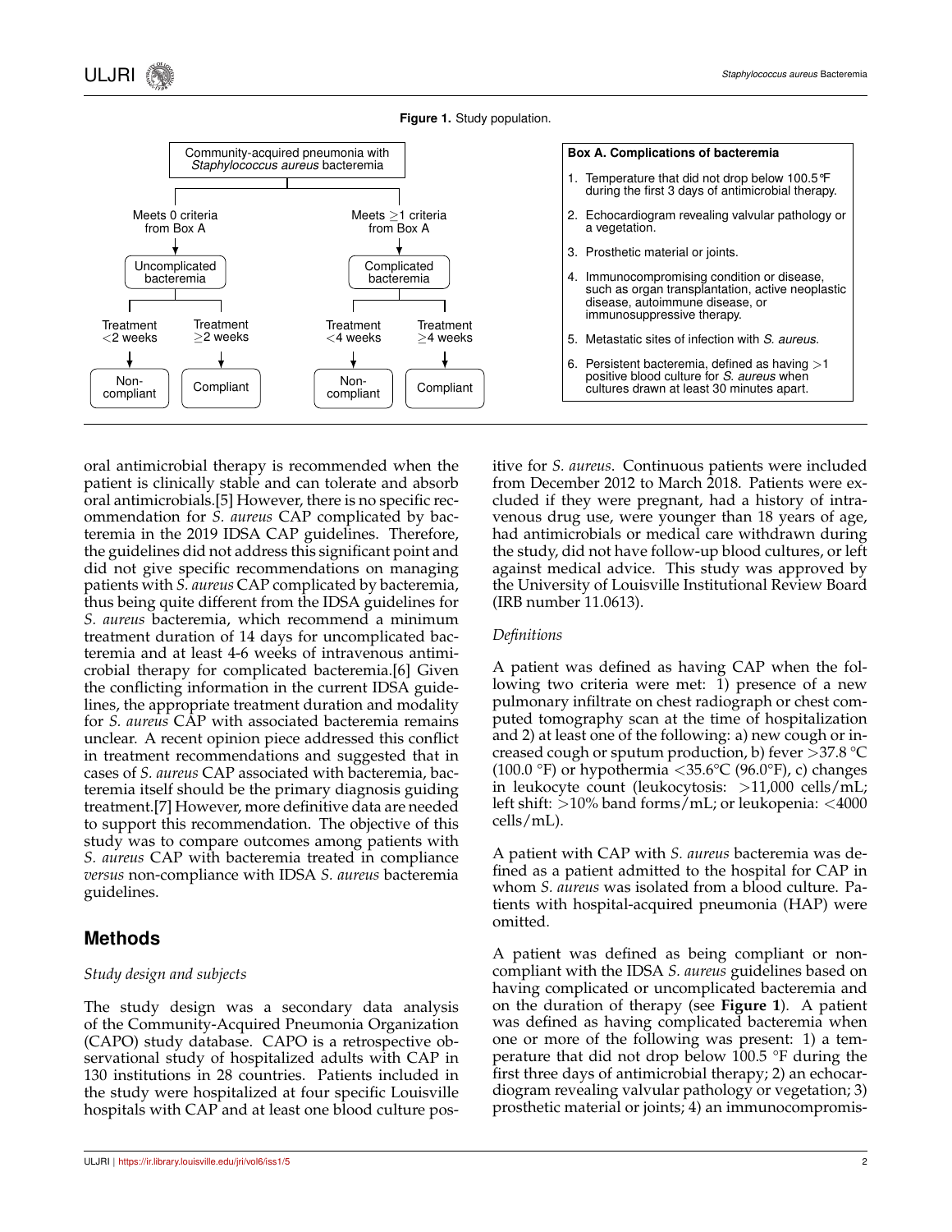**Figure 1.** Study population.

Community-acquired pneumonia with *Staphylococcus aureus* bacteremia

- Meets 0 criteria from Box A → Uncomplicated bacteremia
  - Treatment <2 weeks → Non-compliant
  - Treatment ≥2 weeks → Compliant
- Meets ≥1 criteria from Box A → Complicated bacteremia
  - Treatment <4 weeks → Non-compliant
  - Treatment ≥4 weeks → Compliant

**Box A. Complications of bacteremia**

1. Temperature that did not drop below 100.5°F during the first 3 days of antimicrobial therapy.
2. Echocardiogram revealing valvular pathology or a vegetation.
3. Prosthetic material or joints.
4. Immunocompromising condition or disease, such as organ transplantation, active neoplastic disease, autoimmune disease, or immunosuppressive therapy.
5. Metastatic sites of infection with *S. aureus*.
6. Persistent bacteremia, defined as having >1 positive blood culture for *S. aureus* when cultures drawn at least 30 minutes apart.

oral antimicrobial therapy is recommended when the patient is clinically stable and can tolerate and absorb oral antimicrobials.[5] However, there is no specific recommendation for *S. aureus* CAP complicated by bacteremia in the 2019 IDSA CAP guidelines. Therefore, the guidelines did not address this significant point and did not give specific recommendations on managing patients with *S. aureus* CAP complicated by bacteremia, thus being quite different from the IDSA guidelines for *S. aureus* bacteremia, which recommend a minimum treatment duration of 14 days for uncomplicated bacteremia and at least 4-6 weeks of intravenous antimicrobial therapy for complicated bacteremia.[6] Given the conflicting information in the current IDSA guidelines, the appropriate treatment duration and modality for *S. aureus* CAP with associated bacteremia remains unclear. A recent opinion piece addressed this conflict in treatment recommendations and suggested that in cases of *S. aureus* CAP associated with bacteremia, bacteremia itself should be the primary diagnosis guiding treatment.[7] However, more definitive data are needed to support this recommendation. The objective of this study was to compare outcomes among patients with *S. aureus* CAP with bacteremia treated in compliance *versus* non-compliance with IDSA *S. aureus* bacteremia guidelines.

## Methods

### *Study design and subjects*

The study design was a secondary data analysis of the Community-Acquired Pneumonia Organization (CAPO) study database. CAPO is a retrospective observational study of hospitalized adults with CAP in 130 institutions in 28 countries. Patients included in the study were hospitalized at four specific Louisville hospitals with CAP and at least one blood culture positive for *S. aureus*. Continuous patients were included from December 2012 to March 2018. Patients were excluded if they were pregnant, had a history of intravenous drug use, were younger than 18 years of age, had antimicrobials or medical care withdrawn during the study, did not have follow-up blood cultures, or left against medical advice. This study was approved by the University of Louisville Institutional Review Board (IRB number 11.0613).

### *Definitions*

A patient was defined as having CAP when the following two criteria were met: 1) presence of a new pulmonary infiltrate on chest radiograph or chest computed tomography scan at the time of hospitalization and 2) at least one of the following: a) new cough or increased cough or sputum production, b) fever >37.8 °C (100.0 °F) or hypothermia <35.6°C (96.0°F), c) changes in leukocyte count (leukocytosis: >11,000 cells/mL; left shift: >10% band forms/mL; or leukopenia: <4000 cells/mL).

A patient with CAP with *S. aureus* bacteremia was defined as a patient admitted to the hospital for CAP in whom *S. aureus* was isolated from a blood culture. Patients with hospital-acquired pneumonia (HAP) were omitted.

A patient was defined as being compliant or noncompliant with the IDSA *S. aureus* guidelines based on having complicated or uncomplicated bacteremia and on the duration of therapy (see **Figure 1**). A patient was defined as having complicated bacteremia when one or more of the following was present: 1) a temperature that did not drop below 100.5 °F during the first three days of antimicrobial therapy; 2) an echocardiogram revealing valvular pathology or vegetation; 3) prosthetic material or joints; 4) an immunocompromis-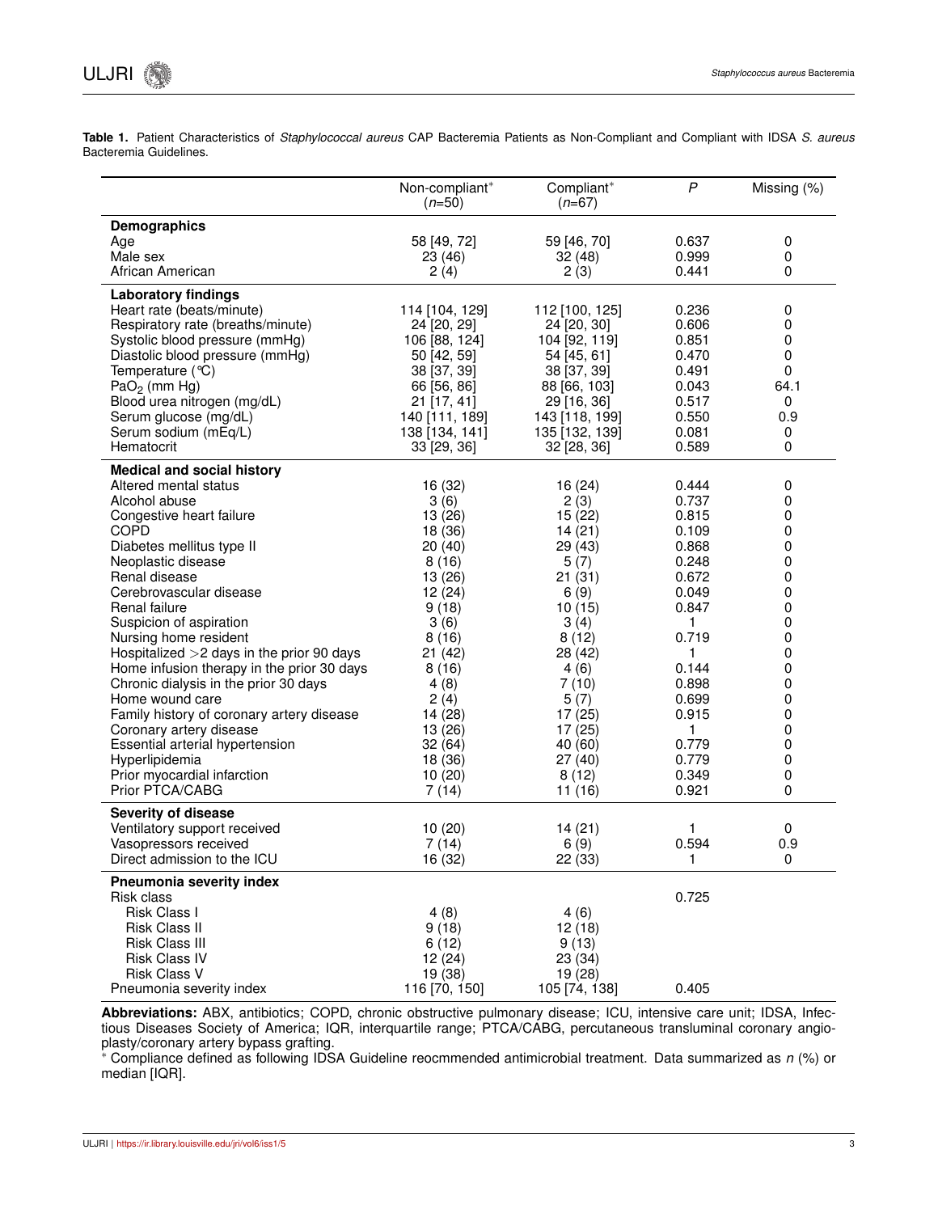**Table 1.** Patient Characteristics of *Staphylococcal aureus* CAP Bacteremia Patients as Non-Compliant and Compliant with IDSA *S. aureus* Bacteremia Guidelines.

| | Non-compliant* ($n$=50) | Compliant* ($n$=67) | $P$ | Missing (%) |
|---|---|---|---|---|
| **Demographics** | | | | |
| Age | 58 [49, 72] | 59 [46, 70] | 0.637 | 0 |
| Male sex | 23 (46) | 32 (48) | 0.999 | 0 |
| African American | 2 (4) | 2 (3) | 0.441 | 0 |
| **Laboratory findings** | | | | |
| Heart rate (beats/minute) | 114 [104, 129] | 112 [100, 125] | 0.236 | 0 |
| Respiratory rate (breaths/minute) | 24 [20, 29] | 24 [20, 30] | 0.606 | 0 |
| Systolic blood pressure (mmHg) | 106 [88, 124] | 104 [92, 119] | 0.851 | 0 |
| Diastolic blood pressure (mmHg) | 50 [42, 59] | 54 [45, 61] | 0.470 | 0 |
| Temperature (℃) | 38 [37, 39] | 38 [37, 39] | 0.491 | 0 |
| $PaO_2$ (mm Hg) | 66 [56, 86] | 88 [66, 103] | 0.043 | 64.1 |
| Blood urea nitrogen (mg/dL) | 21 [17, 41] | 29 [16, 36] | 0.517 | 0 |
| Serum glucose (mg/dL) | 140 [111, 189] | 143 [118, 199] | 0.550 | 0.9 |
| Serum sodium (mEq/L) | 138 [134, 141] | 135 [132, 139] | 0.081 | 0 |
| Hematocrit | 33 [29, 36] | 32 [28, 36] | 0.589 | 0 |
| **Medical and social history** | | | | |
| Altered mental status | 16 (32) | 16 (24) | 0.444 | 0 |
| Alcohol abuse | 3 (6) | 2 (3) | 0.737 | 0 |
| Congestive heart failure | 13 (26) | 15 (22) | 0.815 | 0 |
| COPD | 18 (36) | 14 (21) | 0.109 | 0 |
| Diabetes mellitus type II | 20 (40) | 29 (43) | 0.868 | 0 |
| Neoplastic disease | 8 (16) | 5 (7) | 0.248 | 0 |
| Renal disease | 13 (26) | 21 (31) | 0.672 | 0 |
| Cerebrovascular disease | 12 (24) | 6 (9) | 0.049 | 0 |
| Renal failure | 9 (18) | 10 (15) | 0.847 | 0 |
| Suspicion of aspiration | 3 (6) | 3 (4) | 1 | 0 |
| Nursing home resident | 8 (16) | 8 (12) | 0.719 | 0 |
| Hospitalized >2 days in the prior 90 days | 21 (42) | 28 (42) | 1 | 0 |
| Home infusion therapy in the prior 30 days | 8 (16) | 4 (6) | 0.144 | 0 |
| Chronic dialysis in the prior 30 days | 4 (8) | 7 (10) | 0.898 | 0 |
| Home wound care | 2 (4) | 5 (7) | 0.699 | 0 |
| Family history of coronary artery disease | 14 (28) | 17 (25) | 0.915 | 0 |
| Coronary artery disease | 13 (26) | 17 (25) | 1 | 0 |
| Essential arterial hypertension | 32 (64) | 40 (60) | 0.779 | 0 |
| Hyperlipidemia | 18 (36) | 27 (40) | 0.779 | 0 |
| Prior myocardial infarction | 10 (20) | 8 (12) | 0.349 | 0 |
| Prior PTCA/CABG | 7 (14) | 11 (16) | 0.921 | 0 |
| **Severity of disease** | | | | |
| Ventilatory support received | 10 (20) | 14 (21) | 1 | 0 |
| Vasopressors received | 7 (14) | 6 (9) | 0.594 | 0.9 |
| Direct admission to the ICU | 16 (32) | 22 (33) | 1 | 0 |
| **Pneumonia severity index** | | | | |
| Risk class | | | 0.725 | |
| Risk Class I | 4 (8) | 4 (6) | | |
| Risk Class II | 9 (18) | 12 (18) | | |
| Risk Class III | 6 (12) | 9 (13) | | |
| Risk Class IV | 12 (24) | 23 (34) | | |
| Risk Class V | 19 (38) | 19 (28) | | |
| Pneumonia severity index | 116 [70, 150] | 105 [74, 138] | 0.405 | |

**Abbreviations:** ABX, antibiotics; COPD, chronic obstructive pulmonary disease; ICU, intensive care unit; IDSA, Infectious Diseases Society of America; IQR, interquartile range; PTCA/CABG, percutaneous transluminal coronary angioplasty/coronary artery bypass grafting.

* Compliance defined as following IDSA Guideline reocmmended antimicrobial treatment. Data summarized as $n$ (%) or median [IQR].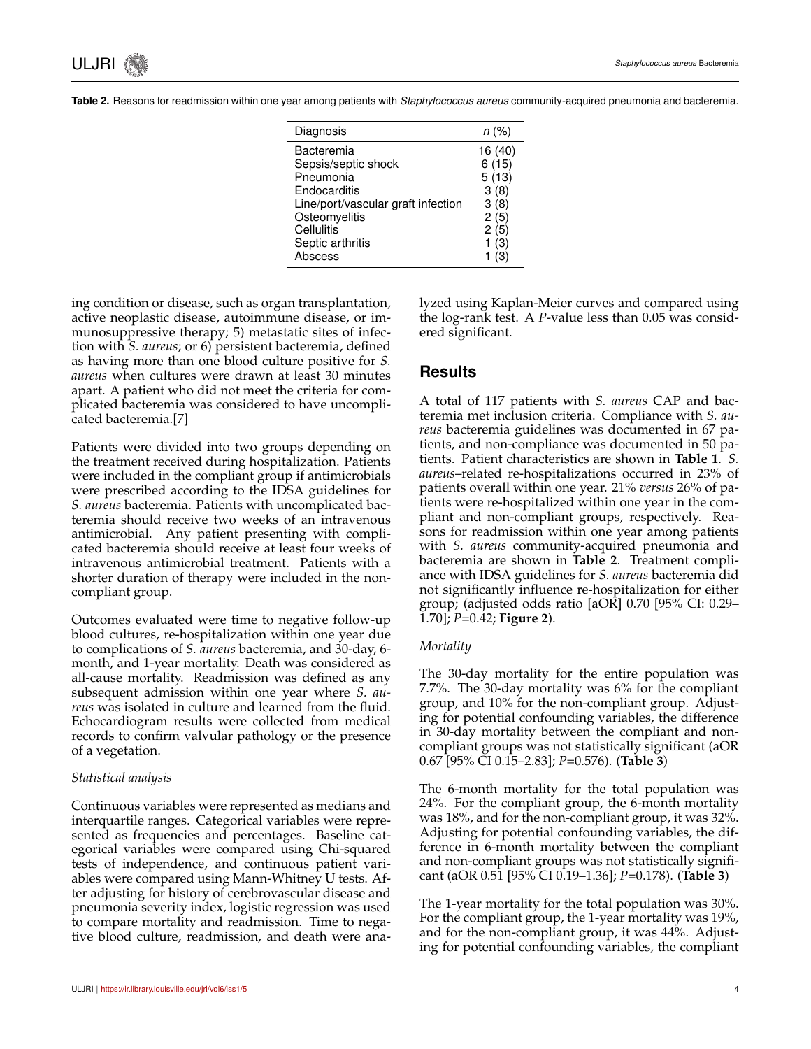**Table 2.** Reasons for readmission within one year among patients with *Staphylococcus aureus* community-acquired pneumonia and bacteremia.

| Diagnosis | *n* (%) |
|---|---|
| Bacteremia | 16 (40) |
| Sepsis/septic shock | 6 (15) |
| Pneumonia | 5 (13) |
| Endocarditis | 3 (8) |
| Line/port/vascular graft infection | 3 (8) |
| Osteomyelitis | 2 (5) |
| Cellulitis | 2 (5) |
| Septic arthritis | 1 (3) |
| Abscess | 1 (3) |

ing condition or disease, such as organ transplantation, active neoplastic disease, autoimmune disease, or immunosuppressive therapy; 5) metastatic sites of infection with *S. aureus*; or 6) persistent bacteremia, defined as having more than one blood culture positive for *S. aureus* when cultures were drawn at least 30 minutes apart. A patient who did not meet the criteria for complicated bacteremia was considered to have uncomplicated bacteremia.[7]

Patients were divided into two groups depending on the treatment received during hospitalization. Patients were included in the compliant group if antimicrobials were prescribed according to the IDSA guidelines for *S. aureus* bacteremia. Patients with uncomplicated bacteremia should receive two weeks of an intravenous antimicrobial. Any patient presenting with complicated bacteremia should receive at least four weeks of intravenous antimicrobial treatment. Patients with a shorter duration of therapy were included in the non-compliant group.

Outcomes evaluated were time to negative follow-up blood cultures, re-hospitalization within one year due to complications of *S. aureus* bacteremia, and 30-day, 6-month, and 1-year mortality. Death was considered as all-cause mortality. Readmission was defined as any subsequent admission within one year where *S. aureus* was isolated in culture and learned from the fluid. Echocardiogram results were collected from medical records to confirm valvular pathology or the presence of a vegetation.

*Statistical analysis*

Continuous variables were represented as medians and interquartile ranges. Categorical variables were represented as frequencies and percentages. Baseline categorical variables were compared using Chi-squared tests of independence, and continuous patient variables were compared using Mann-Whitney U tests. After adjusting for history of cerebrovascular disease and pneumonia severity index, logistic regression was used to compare mortality and readmission. Time to negative blood culture, readmission, and death were analyzed using Kaplan-Meier curves and compared using the log-rank test. A *P*-value less than 0.05 was considered significant.

## Results

A total of 117 patients with *S. aureus* CAP and bacteremia met inclusion criteria. Compliance with *S. aureus* bacteremia guidelines was documented in 67 patients, and non-compliance was documented in 50 patients. Patient characteristics are shown in **Table 1**. *S. aureus*–related re-hospitalizations occurred in 23% of patients overall within one year. 21% *versus* 26% of patients were re-hospitalized within one year in the compliant and non-compliant groups, respectively. Reasons for readmission within one year among patients with *S. aureus* community-acquired pneumonia and bacteremia are shown in **Table 2**. Treatment compliance with IDSA guidelines for *S. aureus* bacteremia did not significantly influence re-hospitalization for either group; (adjusted odds ratio [aOR] 0.70 [95% CI: 0.29–1.70]; *P*=0.42; **Figure 2**).

*Mortality*

The 30-day mortality for the entire population was 7.7%. The 30-day mortality was 6% for the compliant group, and 10% for the non-compliant group. Adjusting for potential confounding variables, the difference in 30-day mortality between the compliant and non-compliant groups was not statistically significant (aOR 0.67 [95% CI 0.15–2.83]; *P*=0.576). (**Table 3**)

The 6-month mortality for the total population was 24%. For the compliant group, the 6-month mortality was 18%, and for the non-compliant group, it was 32%. Adjusting for potential confounding variables, the difference in 6-month mortality between the compliant and non-compliant groups was not statistically significant (aOR 0.51 [95% CI 0.19–1.36]; *P*=0.178). (**Table 3**)

The 1-year mortality for the total population was 30%. For the compliant group, the 1-year mortality was 19%, and for the non-compliant group, it was 44%. Adjusting for potential confounding variables, the compliant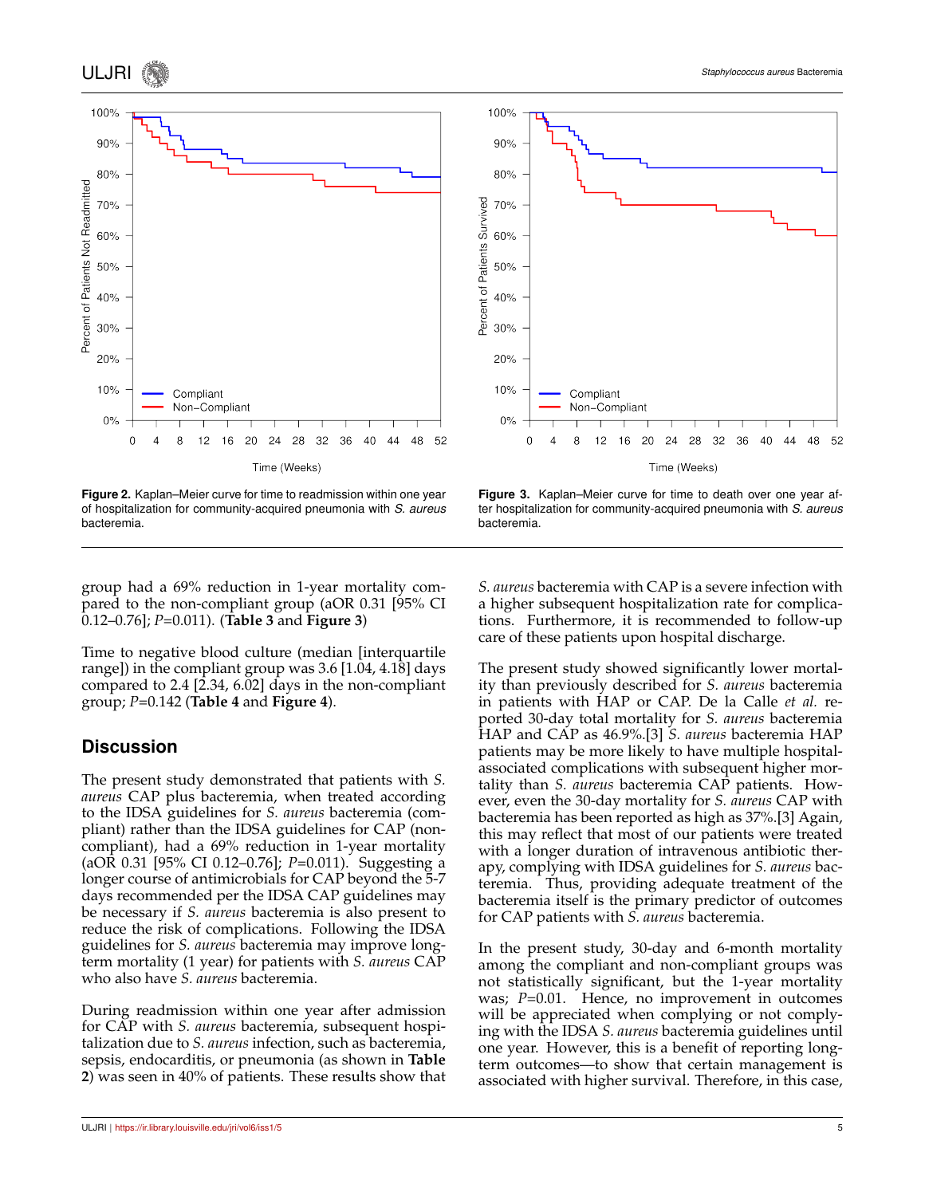**Figure 2.** Kaplan–Meier curve for time to readmission within one year of hospitalization for community-acquired pneumonia with *S. aureus* bacteremia.

**Figure 3.** Kaplan–Meier curve for time to death over one year after hospitalization for community-acquired pneumonia with *S. aureus* bacteremia.

group had a 69% reduction in 1-year mortality compared to the non-compliant group (aOR 0.31 [95% CI 0.12–0.76]; $P$=0.011). (**Table 3** and **Figure 3**)

Time to negative blood culture (median [interquartile range]) in the compliant group was 3.6 [1.04, 4.18] days compared to 2.4 [2.34, 6.02] days in the non-compliant group; $P$=0.142 (**Table 4** and **Figure 4**).

## Discussion

The present study demonstrated that patients with *S. aureus* CAP plus bacteremia, when treated according to the IDSA guidelines for *S. aureus* bacteremia (compliant) rather than the IDSA guidelines for CAP (non-compliant), had a 69% reduction in 1-year mortality (aOR 0.31 [95% CI 0.12–0.76]; $P$=0.011). Suggesting a longer course of antimicrobials for CAP beyond the 5-7 days recommended per the IDSA CAP guidelines may be necessary if *S. aureus* bacteremia is also present to reduce the risk of complications. Following the IDSA guidelines for *S. aureus* bacteremia may improve long-term mortality (1 year) for patients with *S. aureus* CAP who also have *S. aureus* bacteremia.

During readmission within one year after admission for CAP with *S. aureus* bacteremia, subsequent hospitalization due to *S. aureus* infection, such as bacteremia, sepsis, endocarditis, or pneumonia (as shown in **Table 2**) was seen in 40% of patients. These results show that *S. aureus* bacteremia with CAP is a severe infection with a higher subsequent hospitalization rate for complications. Furthermore, it is recommended to follow-up care of these patients upon hospital discharge.

The present study showed significantly lower mortality than previously described for *S. aureus* bacteremia in patients with HAP or CAP. De la Calle *et al.* reported 30-day total mortality for *S. aureus* bacteremia HAP and CAP as 46.9%.[3] *S. aureus* bacteremia HAP patients may be more likely to have multiple hospital-associated complications with subsequent higher mortality than *S. aureus* bacteremia CAP patients. However, even the 30-day mortality for *S. aureus* CAP with bacteremia has been reported as high as 37%.[3] Again, this may reflect that most of our patients were treated with a longer duration of intravenous antibiotic therapy, complying with IDSA guidelines for *S. aureus* bacteremia. Thus, providing adequate treatment of the bacteremia itself is the primary predictor of outcomes for CAP patients with *S. aureus* bacteremia.

In the present study, 30-day and 6-month mortality among the compliant and non-compliant groups was not statistically significant, but the 1-year mortality was; $P$=0.01. Hence, no improvement in outcomes will be appreciated when complying or not complying with the IDSA *S. aureus* bacteremia guidelines until one year. However, this is a benefit of reporting long-term outcomes—to show that certain management is associated with higher survival. Therefore, in this case,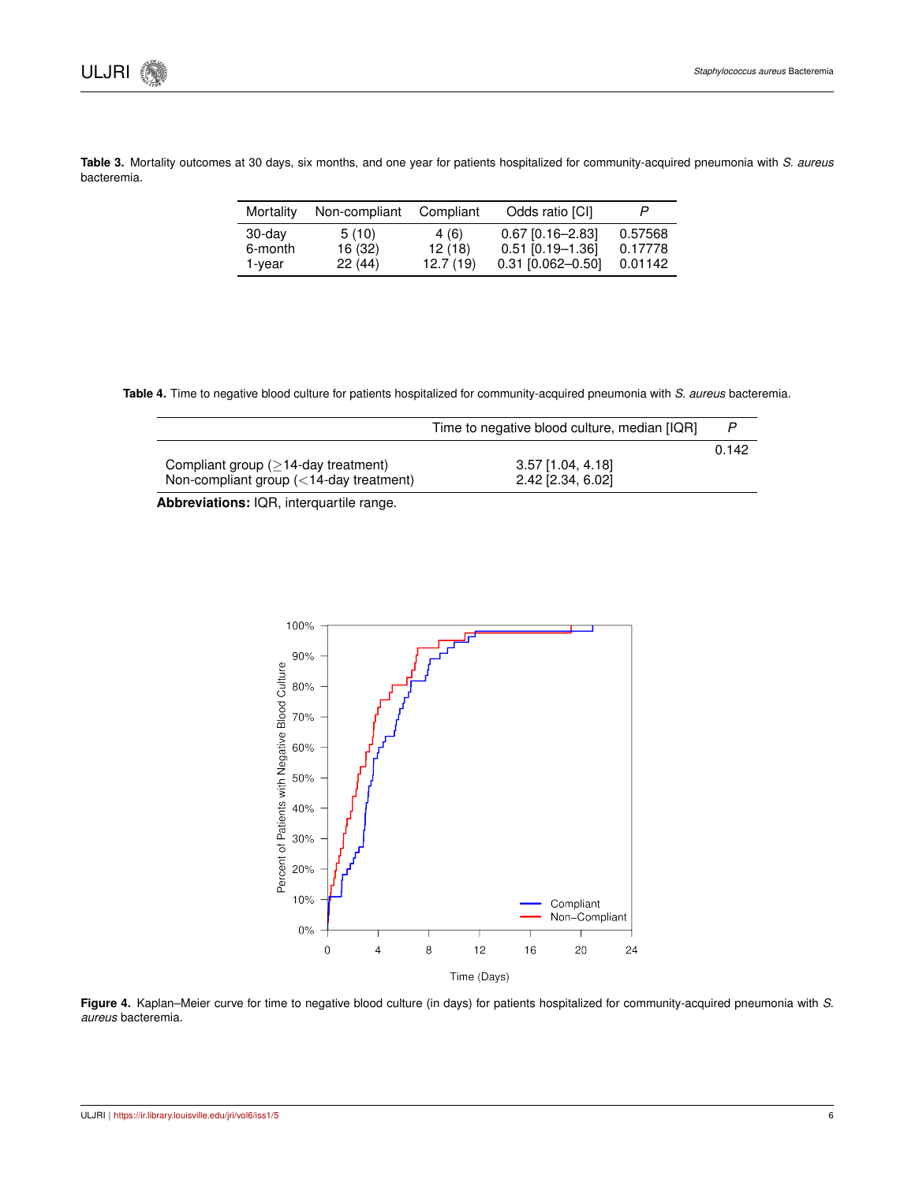**Table 3.** Mortality outcomes at 30 days, six months, and one year for patients hospitalized for community-acquired pneumonia with *S. aureus* bacteremia.

| Mortality | Non-compliant | Compliant | Odds ratio [CI] | *P* |
|---|---|---|---|---|
| 30-day | 5 (10) | 4 (6) | 0.67 [0.16–2.83] | 0.57568 |
| 6-month | 16 (32) | 12 (18) | 0.51 [0.19–1.36] | 0.17778 |
| 1-year | 22 (44) | 12.7 (19) | 0.31 [0.062–0.50] | 0.01142 |

**Table 4.** Time to negative blood culture for patients hospitalized for community-acquired pneumonia with *S. aureus* bacteremia.

| | Time to negative blood culture, median [IQR] | *P* |
|---|---|---|
| | | 0.142 |
| Compliant group (≥14-day treatment) | 3.57 [1.04, 4.18] | |
| Non-compliant group (<14-day treatment) | 2.42 [2.34, 6.02] | |

**Abbreviations:** IQR, interquartile range.

**Figure 4.** Kaplan–Meier curve for time to negative blood culture (in days) for patients hospitalized for community-acquired pneumonia with *S. aureus* bacteremia.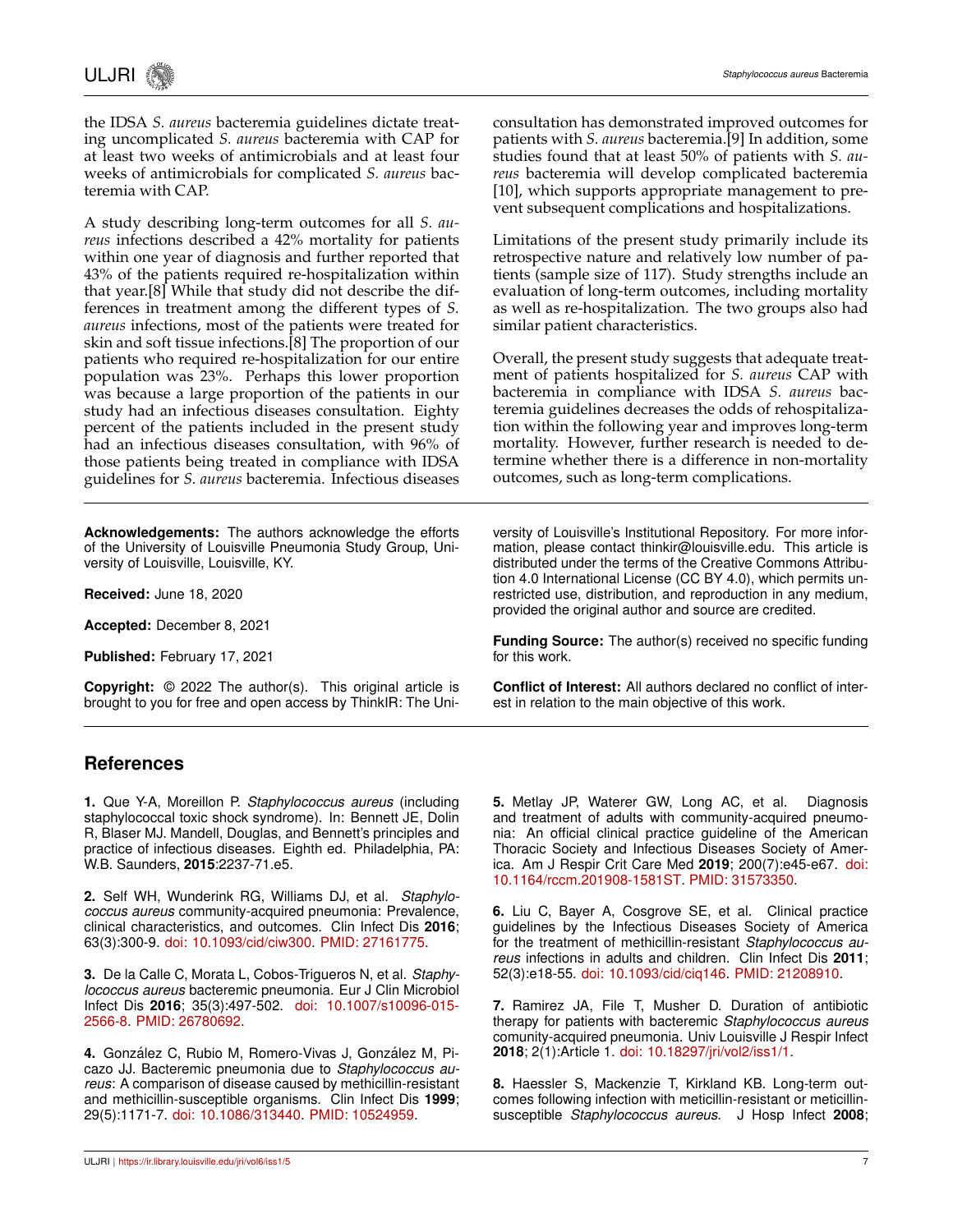the IDSA *S. aureus* bacteremia guidelines dictate treating uncomplicated *S. aureus* bacteremia with CAP for at least two weeks of antimicrobials and at least four weeks of antimicrobials for complicated *S. aureus* bacteremia with CAP.

A study describing long-term outcomes for all *S. aureus* infections described a 42% mortality for patients within one year of diagnosis and further reported that 43% of the patients required re-hospitalization within that year.[8] While that study did not describe the differences in treatment among the different types of *S. aureus* infections, most of the patients were treated for skin and soft tissue infections.[8] The proportion of our patients who required re-hospitalization for our entire population was 23%. Perhaps this lower proportion was because a large proportion of the patients in our study had an infectious diseases consultation. Eighty percent of the patients included in the present study had an infectious diseases consultation, with 96% of those patients being treated in compliance with IDSA guidelines for *S. aureus* bacteremia. Infectious diseases consultation has demonstrated improved outcomes for patients with *S. aureus* bacteremia.[9] In addition, some studies found that at least 50% of patients with *S. aureus* bacteremia will develop complicated bacteremia [10], which supports appropriate management to prevent subsequent complications and hospitalizations.

Limitations of the present study primarily include its retrospective nature and relatively low number of patients (sample size of 117). Study strengths include an evaluation of long-term outcomes, including mortality as well as re-hospitalization. The two groups also had similar patient characteristics.

Overall, the present study suggests that adequate treatment of patients hospitalized for *S. aureus* CAP with bacteremia in compliance with IDSA *S. aureus* bacteremia guidelines decreases the odds of rehospitalization within the following year and improves long-term mortality. However, further research is needed to determine whether there is a difference in non-mortality outcomes, such as long-term complications.

---

**Acknowledgements:** The authors acknowledge the efforts of the University of Louisville Pneumonia Study Group, University of Louisville, Louisville, KY.

**Received:** June 18, 2020

**Accepted:** December 8, 2021

**Published:** February 17, 2021

**Copyright:** © 2022 The author(s). This original article is brought to you for free and open access by ThinkIR: The University of Louisville's Institutional Repository. For more information, please contact thinkir@louisville.edu. This article is distributed under the terms of the Creative Commons Attribution 4.0 International License (CC BY 4.0), which permits unrestricted use, distribution, and reproduction in any medium, provided the original author and source are credited.

**Funding Source:** The author(s) received no specific funding for this work.

**Conflict of Interest:** All authors declared no conflict of interest in relation to the main objective of this work.

---

## References

**1.** Que Y-A, Moreillon P. *Staphylococcus aureus* (including staphylococcal toxic shock syndrome). In: Bennett JE, Dolin R, Blaser MJ. Mandell, Douglas, and Bennett's principles and practice of infectious diseases. Eighth ed. Philadelphia, PA: W.B. Saunders, **2015**:2237-71.e5.

**2.** Self WH, Wunderink RG, Williams DJ, et al. *Staphylococcus aureus* community-acquired pneumonia: Prevalence, clinical characteristics, and outcomes. Clin Infect Dis **2016**; 63(3):300-9. doi: 10.1093/cid/ciw300. PMID: 27161775.

**3.** De la Calle C, Morata L, Cobos-Trigueros N, et al. *Staphylococcus aureus* bacteremic pneumonia. Eur J Clin Microbiol Infect Dis **2016**; 35(3):497-502. doi: 10.1007/s10096-015-2566-8. PMID: 26780692.

**4.** González C, Rubio M, Romero-Vivas J, González M, Picazo JJ. Bacteremic pneumonia due to *Staphylococcus aureus*: A comparison of disease caused by methicillin-resistant and methicillin-susceptible organisms. Clin Infect Dis **1999**; 29(5):1171-7. doi: 10.1086/313440. PMID: 10524959.

**5.** Metlay JP, Waterer GW, Long AC, et al. Diagnosis and treatment of adults with community-acquired pneumonia: An official clinical practice guideline of the American Thoracic Society and Infectious Diseases Society of America. Am J Respir Crit Care Med **2019**; 200(7):e45-e67. doi: 10.1164/rccm.201908-1581ST. PMID: 31573350.

**6.** Liu C, Bayer A, Cosgrove SE, et al. Clinical practice guidelines by the Infectious Diseases Society of America for the treatment of methicillin-resistant *Staphylococcus aureus* infections in adults and children. Clin Infect Dis **2011**; 52(3):e18-55. doi: 10.1093/cid/ciq146. PMID: 21208910.

**7.** Ramirez JA, File T, Musher D. Duration of antibiotic therapy for patients with bacteremic *Staphylococcus aureus* comunity-acquired pneumonia. Univ Louisville J Respir Infect **2018**; 2(1):Article 1. doi: 10.18297/jri/vol2/iss1/1.

**8.** Haessler S, Mackenzie T, Kirkland KB. Long-term outcomes following infection with meticillin-resistant or meticillin-susceptible *Staphylococcus aureus*. J Hosp Infect **2008**;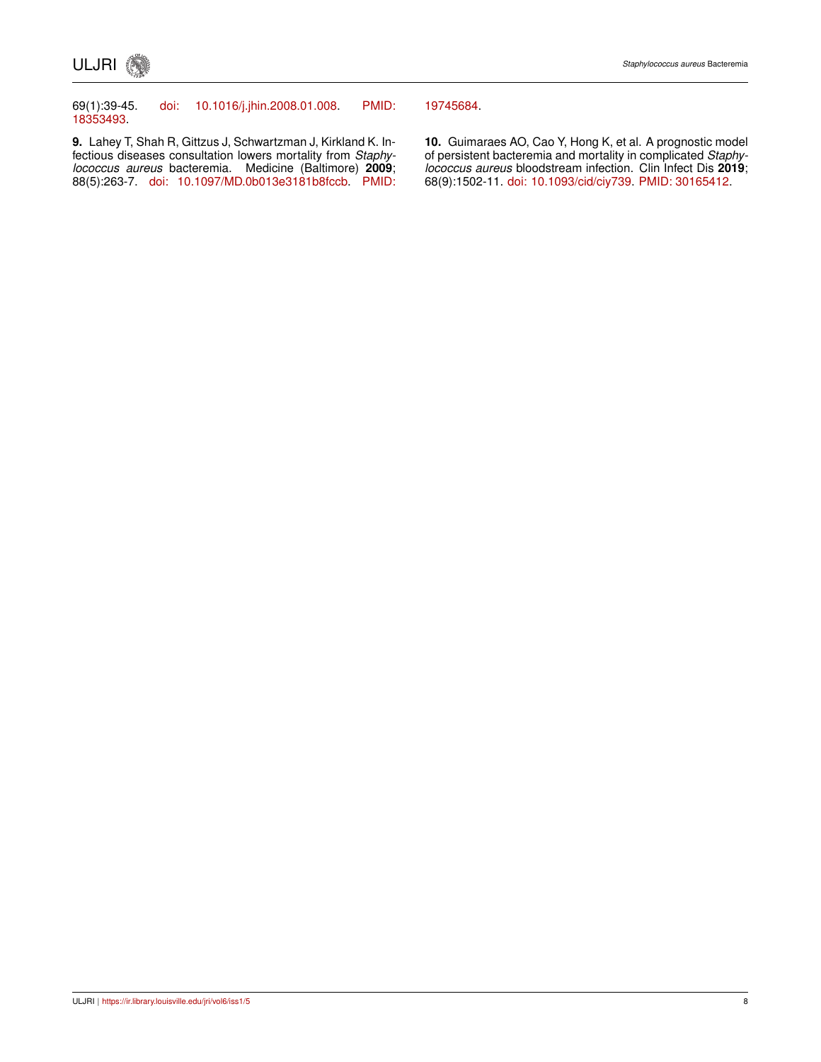69(1):39-45. doi: 10.1016/j.jhin.2008.01.008. PMID: 18353493.

**9.** Lahey T, Shah R, Gittzus J, Schwartzman J, Kirkland K. Infectious diseases consultation lowers mortality from *Staphylococcus aureus* bacteremia. Medicine (Baltimore) **2009**; 88(5):263-7. doi: 10.1097/MD.0b013e3181b8fccb. PMID: 19745684.

**10.** Guimaraes AO, Cao Y, Hong K, et al. A prognostic model of persistent bacteremia and mortality in complicated *Staphylococcus aureus* bloodstream infection. Clin Infect Dis **2019**; 68(9):1502-11. doi: 10.1093/cid/ciy739. PMID: 30165412.